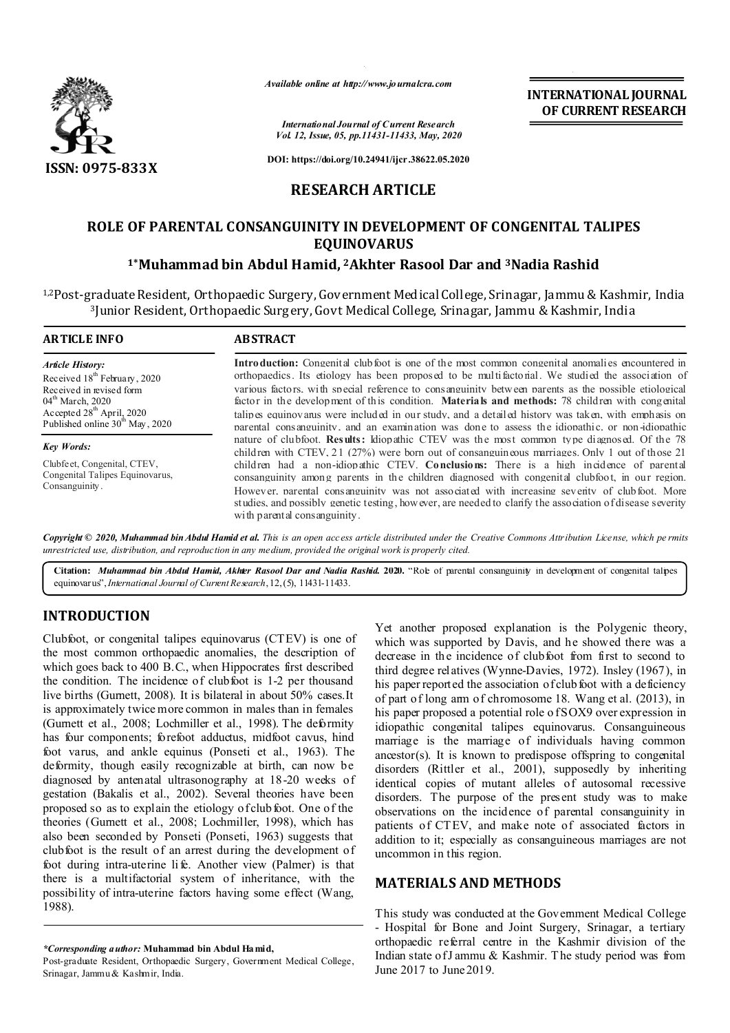*Available online at http://www.journalcra.com*

**INTERNATIONAL JOURNAL OF CURRENT RESEARCH**

*International Journal of Current Research*
*Vol. 12, Issue, 05, pp.11431-11433, May, 2020*

**DOI: https://doi.org/10.24941/ijcr.38622.05.2020**

**ISSN: 0975-833X**

## RESEARCH ARTICLE

# ROLE OF PARENTAL CONSANGUINITY IN DEVELOPMENT OF CONGENITAL TALIPES EQUINOVARUS

**[1]\*Muhammad bin Abdul Hamid, [2]Akhter Rasool Dar and [3]Nadia Rashid**

[1,2]Post-graduate Resident, Orthopaedic Surgery, Government Medical College, Srinagar, Jammu & Kashmir, India
[3]Junior Resident, Orthopaedic Surgery, Govt Medical College, Srinagar, Jammu & Kashmir, India

### ARTICLE INFO

*Article History:*
Received 18th February, 2020
Received in revised form
04th March, 2020
Accepted 28th April, 2020
Published online 30th May, 2020

*Key Words:*
Clubfeet, Congenital, CTEV, Congenital Talipes Equinovarus, Consanguinity.

### ABSTRACT

**Introduction:** Congenital clubfoot is one of the most common congenital anomalies encountered in orthopaedics. Its etiology has been proposed to be multifactorial. We studied the association of various factors, with special reference to consanguinity between parents as the possible etiological factor in the development of this condition. **Materials and methods:** 78 children with congenital talipes equinovarus were included in our study, and a detailed history was taken, with emphasis on parental consanguinity, and an examination was done to assess the idiopathic, or non-idiopathic nature of clubfoot. **Results:** Idiopathic CTEV was the most common type diagnosed. Of the 78 children with CTEV, 21 (27%) were born out of consanguineous marriages. Only 1 out of those 21 children had a non-idiopathic CTEV. **Conclusions:** There is a high incidence of parental consanguinity among parents in the children diagnosed with congenital clubfoot, in our region. However, parental consanguinity was not associated with increasing severity of clubfoot. More studies, and possibly genetic testing, however, are needed to clarify the association of disease severity with parental consanguinity.

*Copyright © 2020, Muhammad bin Abdul Hamid et al. This is an open access article distributed under the Creative Commons Attribution License, which permits unrestricted use, distribution, and reproduction in any medium, provided the original work is properly cited.*

**Citation:** *Muhammad bin Abdul Hamid, Akhter Rasool Dar and Nadia Rashid.* **2020.** "Role of parental consanguinity in development of congenital talipes equinovarus", *International Journal of Current Research*, 12, (5), 11431-11433.

## INTRODUCTION

Clubfoot, or congenital talipes equinovarus (CTEV) is one of the most common orthopaedic anomalies, the description of which goes back to 400 B.C., when Hippocrates first described the condition. The incidence of clubfoot is 1-2 per thousand live births (Gurnett, 2008). It is bilateral in about 50% cases.It is approximately twice more common in males than in females (Gurnett et al., 2008; Lochmiller et al., 1998). The deformity has four components; forefoot adductus, midfoot cavus, hind foot varus, and ankle equinus (Ponseti et al., 1963). The deformity, though easily recognizable at birth, can now be diagnosed by antenatal ultrasonography at 18-20 weeks of gestation (Bakalis et al., 2002). Several theories have been proposed so as to explain the etiology of club foot. One of the theories (Gurnett et al., 2008; Lochmiller, 1998), which has also been seconded by Ponseti (Ponseti, 1963) suggests that clubfoot is the result of an arrest during the development of foot during intra-uterine life. Another view (Palmer) is that there is a multifactorial system of inheritance, with the possibility of intra-uterine factors having some effect (Wang, 1988).

Yet another proposed explanation is the Polygenic theory, which was supported by Davis, and he showed there was a decrease in the incidence of clubfoot from first to second to third degree relatives (Wynne-Davies, 1972). Insley (1967), in his paper reported the association of club foot with a deficiency of part of long arm of chromosome 18. Wang et al. (2013), in his paper proposed a potential role of SOX9 over expression in idiopathic congenital talipes equinovarus. Consanguineous marriage is the marriage of individuals having common ancestor(s). It is known to predispose offspring to congenital disorders (Rittler et al., 2001), supposedly by inheriting identical copies of mutant alleles of autosomal recessive disorders. The purpose of the present study was to make observations on the incidence of parental consanguinity in patients of CTEV, and make note of associated factors in addition to it; especially as consanguineous marriages are not uncommon in this region.

## MATERIALS AND METHODS

This study was conducted at the Government Medical College - Hospital for Bone and Joint Surgery, Srinagar, a tertiary orthopaedic referral centre in the Kashmir division of the Indian state of Jammu & Kashmir. The study period was from June 2017 to June 2019.

*\*Corresponding author:* **Muhammad bin Abdul Hamid,**
Post-graduate Resident, Orthopaedic Surgery, Government Medical College, Srinagar, Jammu & Kashmir, India.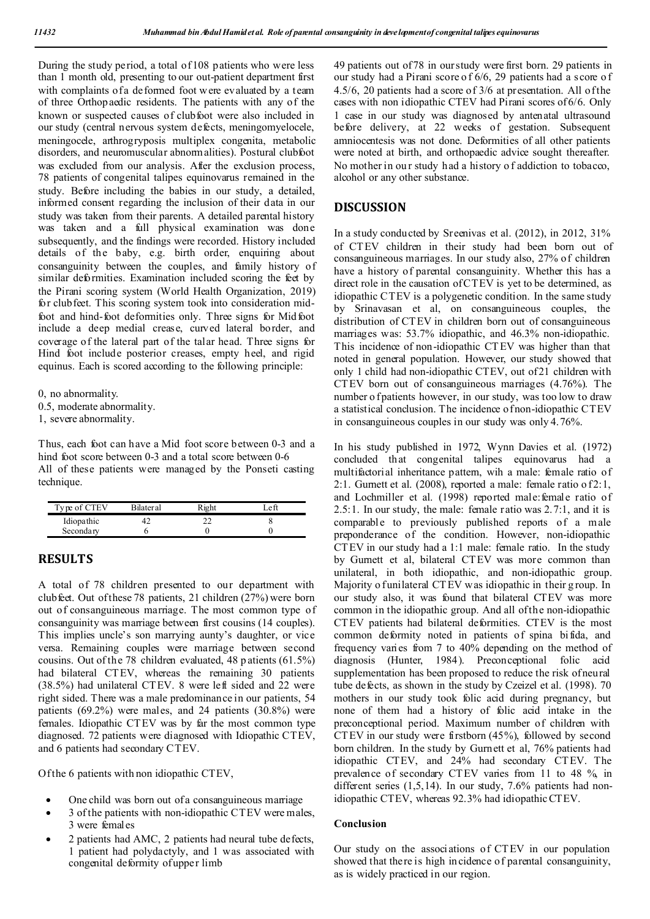During the study period, a total of 108 patients who were less than 1 month old, presenting to our out-patient department first with complaints of a deformed foot were evaluated by a team of three Orthopaedic residents. The patients with any of the known or suspected causes of clubfoot were also included in our study (central nervous system defects, meningomyelocele, meningocele, arthrogryposis multiplex congenita, metabolic disorders, and neuromuscular abnormalities). Postural clubfoot was excluded from our analysis. After the exclusion process, 78 patients of congenital talipes equinovarus remained in the study. Before including the babies in our study, a detailed, informed consent regarding the inclusion of their data in our study was taken from their parents. A detailed parental history was taken and a full physical examination was done subsequently, and the findings were recorded. History included details of the baby, e.g. birth order, enquiring about consanguinity between the couples, and family history of similar deformities. Examination included scoring the feet by the Pirani scoring system (World Health Organization, 2019) for clubfeet. This scoring system took into consideration mid-foot and hind-foot deformities only. Three signs for Midfoot include a deep medial crease, curved lateral border, and coverage of the lateral part of the talar head. Three signs for Hind foot include posterior creases, empty heel, and rigid equinus. Each is scored according to the following principle:

0, no abnormality.
0.5, moderate abnormality.
1, severe abnormality.

Thus, each foot can have a Mid foot score between 0-3 and a hind foot score between 0-3 and a total score between 0-6
All of these patients were managed by the Ponseti casting technique.

| Type of CTEV | Bilateral | Right | Left |
|---|---|---|---|
| Idiopathic | 42 | 22 | 8 |
| Secondary | 6 | 0 | 0 |

## RESULTS

A total of 78 children presented to our department with clubfeet. Out of these 78 patients, 21 children (27%) were born out of consanguineous marriage. The most common type of consanguinity was marriage between first cousins (14 couples). This implies uncle's son marrying aunty's daughter, or vice versa. Remaining couples were marriage between second cousins. Out of the 78 children evaluated, 48 patients (61.5%) had bilateral CTEV, whereas the remaining 30 patients (38.5%) had unilateral CTEV. 8 were left sided and 22 were right sided. There was a male predominance in our patients, 54 patients (69.2%) were males, and 24 patients (30.8%) were females. Idiopathic CTEV was by far the most common type diagnosed. 72 patients were diagnosed with Idiopathic CTEV, and 6 patients had secondary CTEV.

Of the 6 patients with non idiopathic CTEV,

- One child was born out of a consanguineous marriage
- 3 of the patients with non-idiopathic CTEV were males, 3 were females
- 2 patients had AMC, 2 patients had neural tube defects, 1 patient had polydactyly, and 1 was associated with congenital deformity of upper limb

49 patients out of 78 in our study were first born. 29 patients in our study had a Pirani score of 6/6, 29 patients had a score of 4.5/6, 20 patients had a score of 3/6 at presentation. All of the cases with non idiopathic CTEV had Pirani scores of 6/6. Only 1 case in our study was diagnosed by antenatal ultrasound before delivery, at 22 weeks of gestation. Subsequent amniocentesis was not done. Deformities of all other patients were noted at birth, and orthopaedic advice sought thereafter. No mother in our study had a history of addiction to tobacco, alcohol or any other substance.

## DISCUSSION

In a study conducted by Sreenivas et al. (2012), in 2012, 31% of CTEV children in their study had been born out of consanguineous marriages. In our study also, 27% of children have a history of parental consanguinity. Whether this has a direct role in the causation of CTEV is yet to be determined, as idiopathic CTEV is a polygenetic condition. In the same study by Srinavasan et al, on consanguineous couples, the distribution of CTEV in children born out of consanguineous marriages was: 53.7% idiopathic, and 46.3% non-idiopathic. This incidence of non-idiopathic CTEV was higher than that noted in general population. However, our study showed that only 1 child had non-idiopathic CTEV, out of 21 children with CTEV born out of consanguineous marriages (4.76%). The number of patients however, in our study, was too low to draw a statistical conclusion. The incidence of non-idiopathic CTEV in consanguineous couples in our study was only 4.76%.

In his study published in 1972, Wynn Davies et al. (1972) concluded that congenital talipes equinovarus had a multifactorial inheritance pattern, wih a male: female ratio of 2:1. Gurnett et al. (2008), reported a male: female ratio of 2:1, and Lochmiller et al. (1998) reported male:female ratio of 2.5:1. In our study, the male: female ratio was 2.7:1, and it is comparable to previously published reports of a male preponderance of the condition. However, non-idiopathic CTEV in our study had a 1:1 male: female ratio. In the study by Gurnett et al, bilateral CTEV was more common than unilateral, in both idiopathic, and non-idiopathic group. Majority of unilateral CTEV was idiopathic in their group. In our study also, it was found that bilateral CTEV was more common in the idiopathic group. And all of the non-idiopathic CTEV patients had bilateral deformities. CTEV is the most common deformity noted in patients of spina bifida, and frequency varies from 7 to 40% depending on the method of diagnosis (Hunter, 1984). Preconceptional folic acid supplementation has been proposed to reduce the risk of neural tube defects, as shown in the study by Czeizel et al. (1998). 70 mothers in our study took folic acid during pregnancy, but none of them had a history of folic acid intake in the preconceptional period. Maximum number of children with CTEV in our study were firstborn (45%), followed by second born children. In the study by Gurnett et al, 76% patients had idiopathic CTEV, and 24% had secondary CTEV. The prevalence of secondary CTEV varies from 11 to 48 %, in different series (1,5,14). In our study, 7.6% patients had non-idiopathic CTEV, whereas 92.3% had idiopathic CTEV.

### Conclusion

Our study on the associations of CTEV in our population showed that there is high incidence of parental consanguinity, as is widely practiced in our region.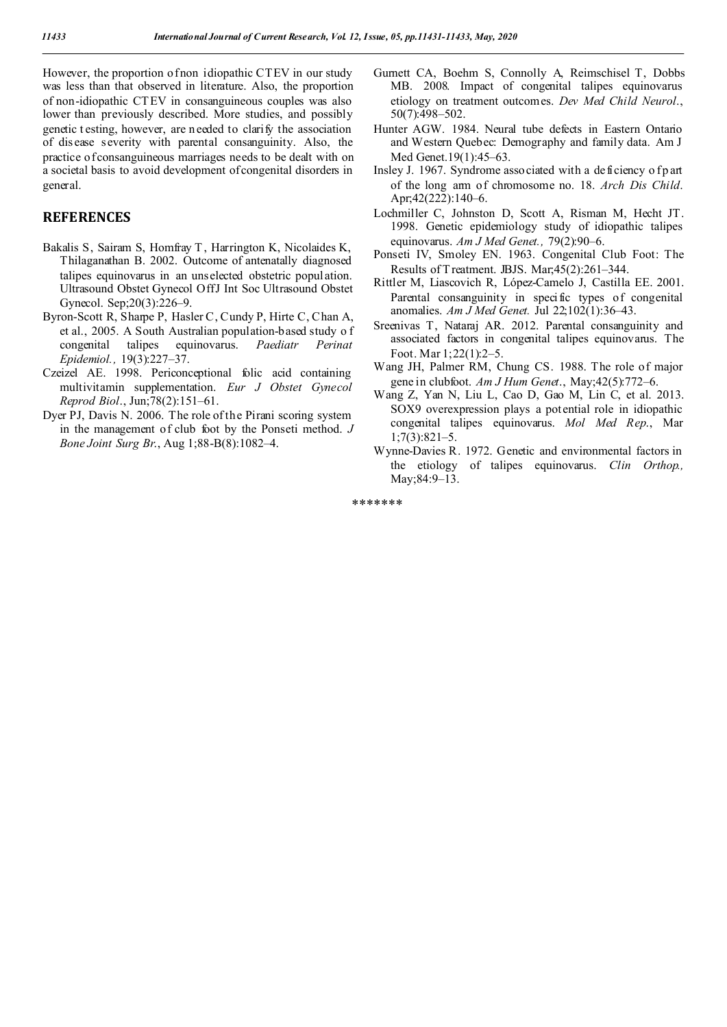However, the proportion of non idiopathic CTEV in our study was less than that observed in literature. Also, the proportion of non-idiopathic CTEV in consanguineous couples was also lower than previously described. More studies, and possibly genetic testing, however, are needed to clarify the association of disease severity with parental consanguinity. Also, the practice of consanguineous marriages needs to be dealt with on a societal basis to avoid development of congenital disorders in general.

## REFERENCES

Bakalis S, Sairam S, Homfray T, Harrington K, Nicolaides K, Thilaganathan B. 2002. Outcome of antenatally diagnosed talipes equinovarus in an unselected obstetric population. Ultrasound Obstet Gynecol OffJ Int Soc Ultrasound Obstet Gynecol. Sep;20(3):226–9.

Byron-Scott R, Sharpe P, Hasler C, Cundy P, Hirte C, Chan A, et al., 2005. A South Australian population-based study of congenital talipes equinovarus. *Paediatr Perinat Epidemiol.,* 19(3):227–37.

Czeizel AE. 1998. Periconceptional folic acid containing multivitamin supplementation. *Eur J Obstet Gynecol Reprod Biol*., Jun;78(2):151–61.

Dyer PJ, Davis N. 2006. The role of the Pirani scoring system in the management of club foot by the Ponseti method. *J Bone Joint Surg Br.*, Aug 1;88-B(8):1082–4.

Gurnett CA, Boehm S, Connolly A, Reimschisel T, Dobbs MB. 2008. Impact of congenital talipes equinovarus etiology on treatment outcomes. *Dev Med Child Neurol*., 50(7):498–502.

Hunter AGW. 1984. Neural tube defects in Eastern Ontario and Western Quebec: Demography and family data. Am J Med Genet.19(1):45–63.

Insley J. 1967. Syndrome associated with a deficiency of part of the long arm of chromosome no. 18. *Arch Dis Child*. Apr;42(222):140–6.

Lochmiller C, Johnston D, Scott A, Risman M, Hecht JT. 1998. Genetic epidemiology study of idiopathic talipes equinovarus. *Am J Med Genet.,* 79(2):90–6.

Ponseti IV, Smoley EN. 1963. Congenital Club Foot: The Results of Treatment. JBJS. Mar;45(2):261–344.

Rittler M, Liascovich R, López-Camelo J, Castilla EE. 2001. Parental consanguinity in specific types of congenital anomalies. *Am J Med Genet.* Jul 22;102(1):36–43.

Sreenivas T, Nataraj AR. 2012. Parental consanguinity and associated factors in congenital talipes equinovarus. The Foot. Mar 1;22(1):2–5.

Wang JH, Palmer RM, Chung CS. 1988. The role of major gene in clubfoot. *Am J Hum Genet*., May;42(5):772–6.

Wang Z, Yan N, Liu L, Cao D, Gao M, Lin C, et al. 2013. SOX9 overexpression plays a potential role in idiopathic congenital talipes equinovarus. *Mol Med Rep.*, Mar 1;7(3):821–5.

Wynne-Davies R. 1972. Genetic and environmental factors in the etiology of talipes equinovarus. *Clin Orthop.,* May;84:9–13.

*******